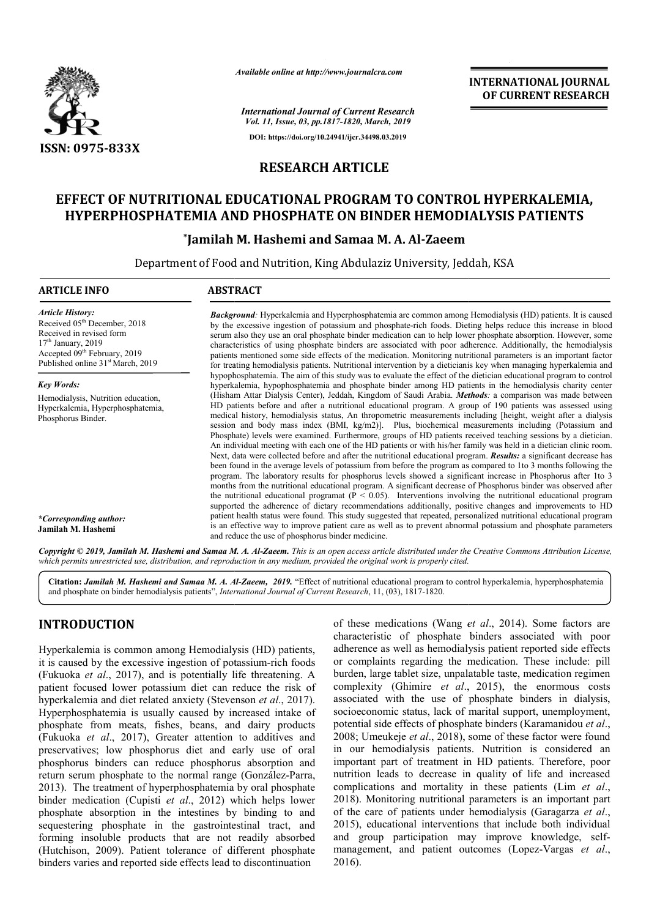ISSN: 0975-833X

Available online at http://www.journalcra.com

International Journal of Current Research
Vol. 11, Issue, 03, pp.1817-1820, March, 2019

DOI: https://doi.org/10.24941/ijcr.34498.03.2019

**INTERNATIONAL JOURNAL OF CURRENT RESEARCH**

## RESEARCH ARTICLE

# EFFECT OF NUTRITIONAL EDUCATIONAL PROGRAM TO CONTROL HYPERKALEMIA, HYPERPHOSPHATEMIA AND PHOSPHATE ON BINDER HEMODIALYSIS PATIENTS

**\*Jamilah M. Hashemi and Samaa M. A. Al-Zaeem**

Department of Food and Nutrition, King Abdulaziz University, Jeddah, KSA

### ARTICLE INFO

*Article History:*
Received 05th December, 2018
Received in revised form
17th January, 2019
Accepted 09th February, 2019
Published online 31st March, 2019

*Key Words:*
Hemodialysis, Nutrition education, Hyperkalemia, Hyperphosphatemia, Phosphorus Binder.

*\*Corresponding author:*
**Jamilah M. Hashemi**

### ABSTRACT

***Background:*** Hyperkalemia and Hyperphosphatemia are common among Hemodialysis (HD) patients. It is caused by the excessive ingestion of potassium and phosphate-rich foods. Dieting helps reduce this increase in blood serum also they use an oral phosphate binder medication can to help lower phosphate absorption. However, some characteristics of using phosphate binders are associated with poor adherence. Additionally, the hemodialysis patients mentioned some side effects of the medication. Monitoring nutritional parameters is an important factor for treating hemodialysis patients. Nutritional intervention by a dieticianis key when managing hyperkalemia and hypophosphatemia. The aim of this study was to evaluate the effect of the dietician educational program to control hyperkalemia, hypophosphatemia and phosphate binder among HD patients in the hemodialysis charity center (Hisham Attar Dialysis Center), Jeddah, Kingdom of Saudi Arabia. ***Methods:*** a comparison was made between HD patients before and after a nutritional educational program. A group of 190 patients was assessed using medical history, hemodialysis status, An thropometric measurements including [height, weight after a dialysis session and body mass index (BMI, kg/m2)]. Plus, biochemical measurements including (Potassium and Phosphate) levels were examined. Furthermore, groups of HD patients received teaching sessions by a dietician. An individual meeting with each one of the HD patients or with his/her family was held in a dietician clinic room. Next, data were collected before and after the nutritional educational program. ***Results:*** a significant decrease has been found in the average levels of potassium from before the program as compared to 1to 3 months following the program. The laboratory results for phosphorus levels showed a significant increase in Phosphorus after 1to 3 months from the nutritional educational program. A significant decrease of Phosphorus binder was observed after the nutritional educational programat ($P < 0.05$). Interventions involving the nutritional educational program supported the adherence of dietary recommendations additionally, positive changes and improvements to HD patient health status were found. This study suggested that repeated, personalized nutritional educational program is an effective way to improve patient care as well as to prevent abnormal potassium and phosphate parameters and reduce the use of phosphorus binder medicine.

*Copyright © 2019, Jamilah M. Hashemi and Samaa M. A. Al-Zaeem. This is an open access article distributed under the Creative Commons Attribution License, which permits unrestricted use, distribution, and reproduction in any medium, provided the original work is properly cited.*

**Citation:** ***Jamilah M. Hashemi and Samaa M. A. Al-Zaeem, 2019.*** "Effect of nutritional educational program to control hyperkalemia, hyperphosphatemia and phosphate on binder hemodialysis patients", *International Journal of Current Research*, 11, (03), 1817-1820.

## INTRODUCTION

Hyperkalemia is common among Hemodialysis (HD) patients, it is caused by the excessive ingestion of potassium-rich foods (Fukuoka *et al*., 2017), and is potentially life threatening. A patient focused lower potassium diet can reduce the risk of hyperkalemia and diet related anxiety (Stevenson *et al*., 2017). Hyperphosphatemia is usually caused by increased intake of phosphate from meats, fishes, beans, and dairy products (Fukuoka *et al*., 2017), Greater attention to additives and preservatives; low phosphorus diet and early use of oral phosphorus binders can reduce phosphorus absorption and return serum phosphate to the normal range (González-Parra, 2013). The treatment of hyperphosphatemia by oral phosphate binder medication (Cupisti *et al*., 2012) which helps lower phosphate absorption in the intestines by binding to and sequestering phosphate in the gastrointestinal tract, and forming insoluble products that are not readily absorbed (Hutchison, 2009). Patient tolerance of different phosphate binders varies and reported side effects lead to discontinuation of these medications (Wang *et al*., 2014). Some factors are characteristic of phosphate binders associated with poor adherence as well as hemodialysis patient reported side effects or complaints regarding the medication. These include: pill burden, large tablet size, unpalatable taste, medication regimen complexity (Ghimire *et al*., 2015), the enormous costs associated with the use of phosphate binders in dialysis, socioeconomic status, lack of marital support, unemployment, potential side effects of phosphate binders (Karamanidou *et al*., 2008; Umeukeje *et al*., 2018), some of these factor were found in our hemodialysis patients. Nutrition is considered an important part of treatment in HD patients. Therefore, poor nutrition leads to decrease in quality of life and increased complications and mortality in these patients (Lim *et al*., 2018). Monitoring nutritional parameters is an important part of the care of patients under hemodialysis (Garagarza *et al*., 2015), educational interventions that include both individual and group participation may improve knowledge, self-management, and patient outcomes (Lopez-Vargas *et al*., 2016).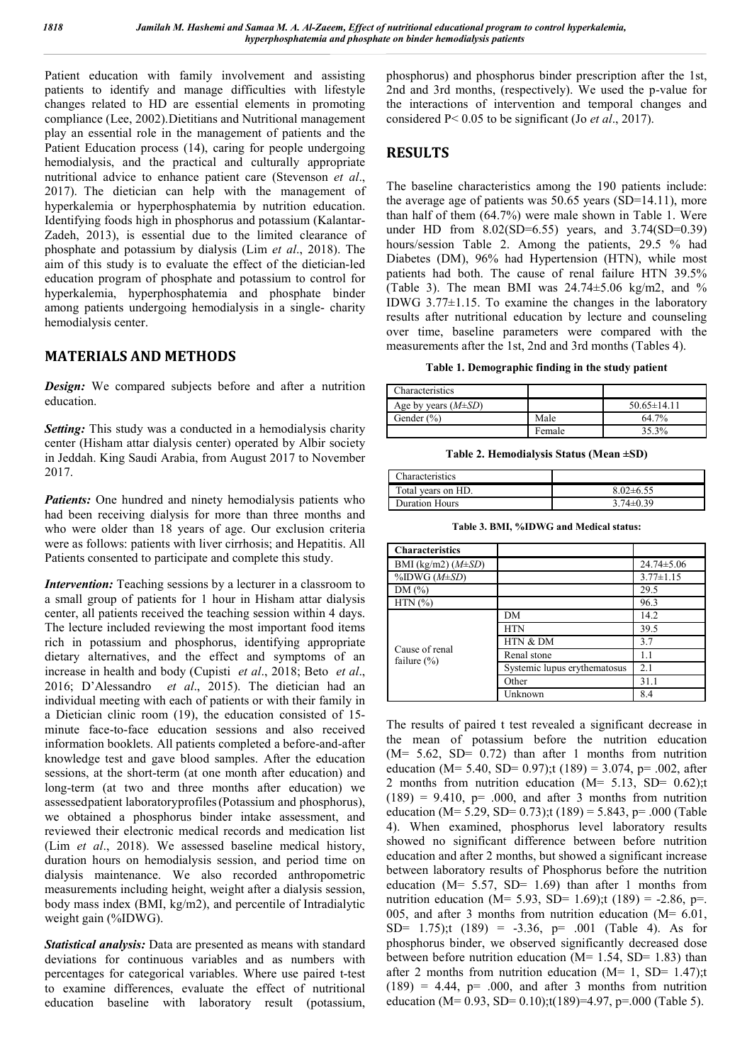Patient education with family involvement and assisting patients to identify and manage difficulties with lifestyle changes related to HD are essential elements in promoting compliance (Lee, 2002).Dietitians and Nutritional management play an essential role in the management of patients and the Patient Education process (14), caring for people undergoing hemodialysis, and the practical and culturally appropriate nutritional advice to enhance patient care (Stevenson *et al*., 2017). The dietician can help with the management of hyperkalemia or hyperphosphatemia by nutrition education. Identifying foods high in phosphorus and potassium (Kalantar-Zadeh, 2013), is essential due to the limited clearance of phosphate and potassium by dialysis (Lim *et al*., 2018). The aim of this study is to evaluate the effect of the dietician-led education program of phosphate and potassium to control for hyperkalemia, hyperphosphatemia and phosphate binder among patients undergoing hemodialysis in a single- charity hemodialysis center.

## MATERIALS AND METHODS

***Design:*** We compared subjects before and after a nutrition education.

***Setting:*** This study was a conducted in a hemodialysis charity center (Hisham attar dialysis center) operated by Albir society in Jeddah. King Saudi Arabia, from August 2017 to November 2017.

***Patients:*** One hundred and ninety hemodialysis patients who had been receiving dialysis for more than three months and who were older than 18 years of age. Our exclusion criteria were as follows: patients with liver cirrhosis; and Hepatitis. All Patients consented to participate and complete this study.

***Intervention:*** Teaching sessions by a lecturer in a classroom to a small group of patients for 1 hour in Hisham attar dialysis center, all patients received the teaching session within 4 days. The lecture included reviewing the most important food items rich in potassium and phosphorus, identifying appropriate dietary alternatives, and the effect and symptoms of an increase in health and body (Cupisti *et al*., 2018; Beto *et al*., 2016; D'Alessandro *et al*., 2015). The dietician had an individual meeting with each of patients or with their family in a Dietician clinic room (19), the education consisted of 15-minute face-to-face education sessions and also received information booklets. All patients completed a before-and-after knowledge test and gave blood samples. After the education sessions, at the short-term (at one month after education) and long-term (at two and three months after education) we assessedpatient laboratoryprofiles(Potassium and phosphorus), we obtained a phosphorus binder intake assessment, and reviewed their electronic medical records and medication list (Lim *et al*., 2018). We assessed baseline medical history, duration hours on hemodialysis session, and period time on dialysis maintenance. We also recorded anthropometric measurements including height, weight after a dialysis session, body mass index (BMI, kg/m2), and percentile of Intradialytic weight gain (%IDWG).

***Statistical analysis:*** Data are presented as means with standard deviations for continuous variables and as numbers with percentages for categorical variables. Where use paired t-test to examine differences, evaluate the effect of nutritional education baseline with laboratory result (potassium, phosphorus) and phosphorus binder prescription after the 1st, 2nd and 3rd months, (respectively). We used the p-value for the interactions of intervention and temporal changes and considered P< 0.05 to be significant (Jo *et al*., 2017).

## RESULTS

The baseline characteristics among the 190 patients include: the average age of patients was 50.65 years (SD=14.11), more than half of them (64.7%) were male shown in Table 1. Were under HD from 8.02(SD=6.55) years, and 3.74(SD=0.39) hours/session Table 2. Among the patients, 29.5 % had Diabetes (DM), 96% had Hypertension (HTN), while most patients had both. The cause of renal failure HTN 39.5% (Table 3). The mean BMI was 24.74±5.06 kg/m2, and % IDWG 3.77±1.15. To examine the changes in the laboratory results after nutritional education by lecture and counseling over time, baseline parameters were compared with the measurements after the 1st, 2nd and 3rd months (Tables 4).

**Table 1. Demographic finding in the study patient**

| Characteristics | | |
|---|---|---|
| Age by years (*M*±*SD*) | | 50.65±14.11 |
| Gender (%) | Male | 64.7% |
| | Female | 35.3% |

**Table 2. Hemodialysis Status (Mean ±SD)**

| Characteristics | |
|---|---|
| Total years on HD. | 8.02±6.55 |
| Duration Hours | 3.74±0.39 |

**Table 3. BMI, %IDWG and Medical status:**

| **Characteristics** | | |
|---|---|---|
| BMI (kg/m2) (*M*±*SD*) | | 24.74±5.06 |
| %IDWG (*M*±*SD*) | | 3.77±1.15 |
| DM (%) | | 29.5 |
| HTN (%) | | 96.3 |
| Cause of renal failure (%) | DM | 14.2 |
| | HTN | 39.5 |
| | HTN & DM | 3.7 |
| | Renal stone | 1.1 |
| | Systemic lupus erythematosus | 2.1 |
| | Other | 31.1 |
| | Unknown | 8.4 |

The results of paired t test revealed a significant decrease in the mean of potassium before the nutrition education (M= 5.62, SD= 0.72) than after 1 months from nutrition education (M= 5.40, SD= 0.97);t (189) = 3.074, p= .002, after 2 months from nutrition education (M= 5.13, SD= 0.62);t (189) = 9.410, p= .000, and after 3 months from nutrition education (M= 5.29, SD= 0.73);t (189) = 5.843, p= .000 (Table 4). When examined, phosphorus level laboratory results showed no significant difference between before nutrition education and after 2 months, but showed a significant increase between laboratory results of Phosphorus before the nutrition education (M= 5.57, SD= 1.69) than after 1 months from nutrition education (M= 5.93, SD= 1.69);t (189) = -2.86, p=. 005, and after 3 months from nutrition education (M= 6.01, SD= 1.75);t (189) = -3.36, p= .001 (Table 4). As for phosphorus binder, we observed significantly decreased dose between before nutrition education (M= 1.54, SD= 1.83) than after 2 months from nutrition education (M= 1, SD= 1.47);t (189) = 4.44, p= .000, and after 3 months from nutrition education (M= 0.93, SD= 0.10);t(189)=4.97, p=.000 (Table 5).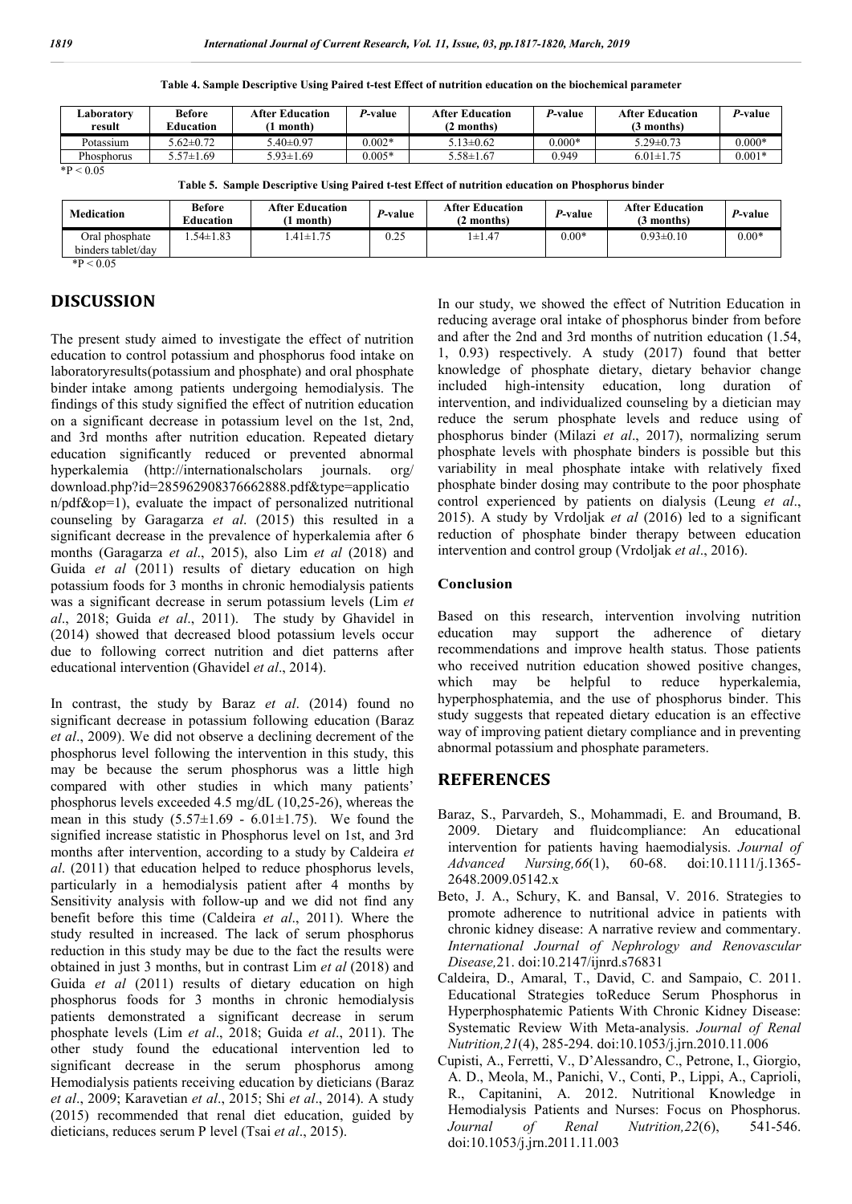**Table 4. Sample Descriptive Using Paired t-test Effect of nutrition education on the biochemical parameter**

| Laboratory result | Before Education | After Education (1 month) | *P*-value | After Education (2 months) | *P*-value | After Education (3 months) | *P*-value |
|---|---|---|---|---|---|---|---|
| Potassium | 5.62±0.72 | 5.40±0.97 | 0.002* | 5.13±0.62 | 0.000* | 5.29±0.73 | 0.000* |
| Phosphorus | 5.57±1.69 | 5.93±1.69 | 0.005* | 5.58±1.67 | 0.949 | 6.01±1.75 | 0.001* |

*P < 0.05

**Table 5. Sample Descriptive Using Paired t-test Effect of nutrition education on Phosphorus binder**

| Medication | Before Education | After Education (1 month) | *P*-value | After Education (2 months) | *P*-value | After Education (3 months) | *P*-value |
|---|---|---|---|---|---|---|---|
| Oral phosphate binders tablet/day | 1.54±1.83 | 1.41±1.75 | 0.25 | 1±1.47 | 0.00* | 0.93±0.10 | 0.00* |

*P < 0.05

## DISCUSSION

The present study aimed to investigate the effect of nutrition education to control potassium and phosphorus food intake on laboratoryresults(potassium and phosphate) and oral phosphate binder intake among patients undergoing hemodialysis. The findings of this study signified the effect of nutrition education on a significant decrease in potassium level on the 1st, 2nd, and 3rd months after nutrition education. Repeated dietary education significantly reduced or prevented abnormal hyperkalemia (http://internationalscholars journals. org/ download.php?id=285962908376662888.pdf&type=application/pdf&op=1), evaluate the impact of personalized nutritional counseling by Garagarza *et al*. (2015) this resulted in a significant decrease in the prevalence of hyperkalemia after 6 months (Garagarza *et al*., 2015), also Lim *et al* (2018) and Guida *et al* (2011) results of dietary education on high potassium foods for 3 months in chronic hemodialysis patients was a significant decrease in serum potassium levels (Lim *et al*., 2018; Guida *et al*., 2011). The study by Ghavidel in (2014) showed that decreased blood potassium levels occur due to following correct nutrition and diet patterns after educational intervention (Ghavidel *et al*., 2014).

In contrast, the study by Baraz *et al*. (2014) found no significant decrease in potassium following education (Baraz *et al*., 2009). We did not observe a declining decrement of the phosphorus level following the intervention in this study, this may be because the serum phosphorus was a little high compared with other studies in which many patients' phosphorus levels exceeded 4.5 mg/dL (10,25-26), whereas the mean in this study (5.57±1.69 - 6.01±1.75). We found the signified increase statistic in Phosphorus level on 1st, and 3rd months after intervention, according to a study by Caldeira *et al*. (2011) that education helped to reduce phosphorus levels, particularly in a hemodialysis patient after 4 months by Sensitivity analysis with follow-up and we did not find any benefit before this time (Caldeira *et al*., 2011). Where the study resulted in increased. The lack of serum phosphorus reduction in this study may be due to the fact the results were obtained in just 3 months, but in contrast Lim *et al* (2018) and Guida *et al* (2011) results of dietary education on high phosphorus foods for 3 months in chronic hemodialysis patients demonstrated a significant decrease in serum phosphate levels (Lim *et al*., 2018; Guida *et al*., 2011). The other study found the educational intervention led to significant decrease in the serum phosphorus among Hemodialysis patients receiving education by dieticians (Baraz *et al*., 2009; Karavetian *et al*., 2015; Shi *et al*., 2014). A study (2015) recommended that renal diet education, guided by dieticians, reduces serum P level (Tsai *et al*., 2015).

In our study, we showed the effect of Nutrition Education in reducing average oral intake of phosphorus binder from before and after the 2nd and 3rd months of nutrition education (1.54, 1, 0.93) respectively. A study (2017) found that better knowledge of phosphate dietary, dietary behavior change included high-intensity education, long duration of intervention, and individualized counseling by a dietician may reduce the serum phosphate levels and reduce using of phosphorus binder (Milazi *et al*., 2017), normalizing serum phosphate levels with phosphate binders is possible but this variability in meal phosphate intake with relatively fixed phosphate binder dosing may contribute to the poor phosphate control experienced by patients on dialysis (Leung *et al*., 2015). A study by Vrdoljak *et al* (2016) led to a significant reduction of phosphate binder therapy between education intervention and control group (Vrdoljak *et al*., 2016).

### Conclusion

Based on this research, intervention involving nutrition education may support the adherence of dietary recommendations and improve health status. Those patients who received nutrition education showed positive changes, which may be helpful to reduce hyperkalemia, hyperphosphatemia, and the use of phosphorus binder. This study suggests that repeated dietary education is an effective way of improving patient dietary compliance and in preventing abnormal potassium and phosphate parameters.

## REFERENCES

Baraz, S., Parvardeh, S., Mohammadi, E. and Broumand, B. 2009. Dietary and fluidcompliance: An educational intervention for patients having haemodialysis. *Journal of Advanced Nursing,66*(1), 60-68. doi:10.1111/j.1365-2648.2009.05142.x

Beto, J. A., Schury, K. and Bansal, V. 2016. Strategies to promote adherence to nutritional advice in patients with chronic kidney disease: A narrative review and commentary. *International Journal of Nephrology and Renovascular Disease,*21. doi:10.2147/ijnrd.s76831

Caldeira, D., Amaral, T., David, C. and Sampaio, C. 2011. Educational Strategies toReduce Serum Phosphorus in Hyperphosphatemic Patients With Chronic Kidney Disease: Systematic Review With Meta-analysis. *Journal of Renal Nutrition,21*(4), 285-294. doi:10.1053/j.jrn.2010.11.006

Cupisti, A., Ferretti, V., D'Alessandro, C., Petrone, I., Giorgio, A. D., Meola, M., Panichi, V., Conti, P., Lippi, A., Caprioli, R., Capitanini, A. 2012. Nutritional Knowledge in Hemodialysis Patients and Nurses: Focus on Phosphorus. *Journal of Renal Nutrition,22*(6), 541-546. doi:10.1053/j.jrn.2011.11.003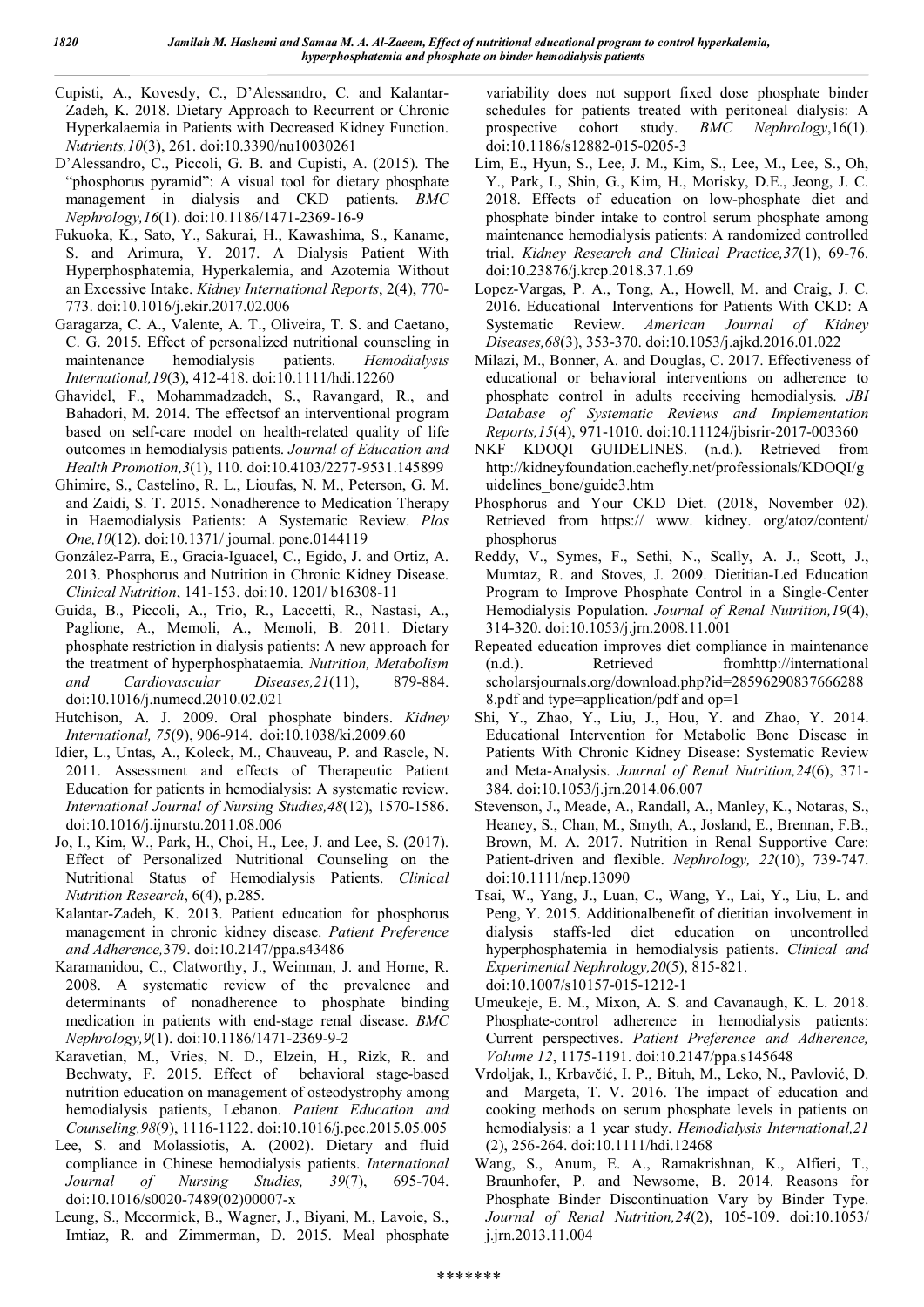Cupisti, A., Kovesdy, C., D'Alessandro, C. and Kalantar-Zadeh, K. 2018. Dietary Approach to Recurrent or Chronic Hyperkalaemia in Patients with Decreased Kidney Function. *Nutrients,10*(3), 261. doi:10.3390/nu10030261

D'Alessandro, C., Piccoli, G. B. and Cupisti, A. (2015). The "phosphorus pyramid": A visual tool for dietary phosphate management in dialysis and CKD patients. *BMC Nephrology,16*(1). doi:10.1186/1471-2369-16-9

Fukuoka, K., Sato, Y., Sakurai, H., Kawashima, S., Kaname, S. and Arimura, Y. 2017. A Dialysis Patient With Hyperphosphatemia, Hyperkalemia, and Azotemia Without an Excessive Intake. *Kidney International Reports*, 2(4), 770-773. doi:10.1016/j.ekir.2017.02.006

Garagarza, C. A., Valente, A. T., Oliveira, T. S. and Caetano, C. G. 2015. Effect of personalized nutritional counseling in maintenance hemodialysis patients. *Hemodialysis International,19*(3), 412-418. doi:10.1111/hdi.12260

Ghavidel, F., Mohammadzadeh, S., Ravangard, R., and Bahadori, M. 2014. The effectsof an interventional program based on self-care model on health-related quality of life outcomes in hemodialysis patients. *Journal of Education and Health Promotion,3*(1), 110. doi:10.4103/2277-9531.145899

Ghimire, S., Castelino, R. L., Lioufas, N. M., Peterson, G. M. and Zaidi, S. T. 2015. Nonadherence to Medication Therapy in Haemodialysis Patients: A Systematic Review. *Plos One,10*(12). doi:10.1371/ journal. pone.0144119

González-Parra, E., Gracia-Iguacel, C., Egido, J. and Ortiz, A. 2013. Phosphorus and Nutrition in Chronic Kidney Disease. *Clinical Nutrition*, 141-153. doi:10. 1201/ b16308-11

Guida, B., Piccoli, A., Trio, R., Laccetti, R., Nastasi, A., Paglione, A., Memoli, A., Memoli, B. 2011. Dietary phosphate restriction in dialysis patients: A new approach for the treatment of hyperphosphataemia. *Nutrition, Metabolism and Cardiovascular Diseases,21*(11), 879-884. doi:10.1016/j.numecd.2010.02.021

Hutchison, A. J. 2009. Oral phosphate binders. *Kidney International, 75*(9), 906-914. doi:10.1038/ki.2009.60

Idier, L., Untas, A., Koleck, M., Chauveau, P. and Rascle, N. 2011. Assessment and effects of Therapeutic Patient Education for patients in hemodialysis: A systematic review. *International Journal of Nursing Studies,48*(12), 1570-1586. doi:10.1016/j.ijnurstu.2011.08.006

Jo, I., Kim, W., Park, H., Choi, H., Lee, J. and Lee, S. (2017). Effect of Personalized Nutritional Counseling on the Nutritional Status of Hemodialysis Patients. *Clinical Nutrition Research*, 6(4), p.285.

Kalantar-Zadeh, K. 2013. Patient education for phosphorus management in chronic kidney disease. *Patient Preference and Adherence,*379. doi:10.2147/ppa.s43486

Karamanidou, C., Clatworthy, J., Weinman, J. and Horne, R. 2008. A systematic review of the prevalence and determinants of nonadherence to phosphate binding medication in patients with end-stage renal disease. *BMC Nephrology,9*(1). doi:10.1186/1471-2369-9-2

Karavetian, M., Vries, N. D., Elzein, H., Rizk, R. and Bechwaty, F. 2015. Effect of behavioral stage-based nutrition education on management of osteodystrophy among hemodialysis patients, Lebanon. *Patient Education and Counseling,98*(9), 1116-1122. doi:10.1016/j.pec.2015.05.005

Lee, S. and Molassiotis, A. (2002). Dietary and fluid compliance in Chinese hemodialysis patients. *International Journal of Nursing Studies, 39*(7), 695-704. doi:10.1016/s0020-7489(02)00007-x

Leung, S., Mccormick, B., Wagner, J., Biyani, M., Lavoie, S., Imtiaz, R. and Zimmerman, D. 2015. Meal phosphate variability does not support fixed dose phosphate binder schedules for patients treated with peritoneal dialysis: A prospective cohort study. *BMC Nephrology*,16(1). doi:10.1186/s12882-015-0205-3

Lim, E., Hyun, S., Lee, J. M., Kim, S., Lee, M., Lee, S., Oh, Y., Park, I., Shin, G., Kim, H., Morisky, D.E., Jeong, J. C. 2018. Effects of education on low-phosphate diet and phosphate binder intake to control serum phosphate among maintenance hemodialysis patients: A randomized controlled trial. *Kidney Research and Clinical Practice,37*(1), 69-76. doi:10.23876/j.krcp.2018.37.1.69

Lopez-Vargas, P. A., Tong, A., Howell, M. and Craig, J. C. 2016. Educational Interventions for Patients With CKD: A Systematic Review. *American Journal of Kidney Diseases,68*(3), 353-370. doi:10.1053/j.ajkd.2016.01.022

Milazi, M., Bonner, A. and Douglas, C. 2017. Effectiveness of educational or behavioral interventions on adherence to phosphate control in adults receiving hemodialysis. *JBI Database of Systematic Reviews and Implementation Reports,15*(4), 971-1010. doi:10.11124/jbisrir-2017-003360

NKF KDOQI GUIDELINES. (n.d.). Retrieved from http://kidneyfoundation.cachefly.net/professionals/KDOQI/guidelines_bone/guide3.htm

Phosphorus and Your CKD Diet. (2018, November 02). Retrieved from https:// www. kidney. org/atoz/content/ phosphorus

Reddy, V., Symes, F., Sethi, N., Scally, A. J., Scott, J., Mumtaz, R. and Stoves, J. 2009. Dietitian-Led Education Program to Improve Phosphate Control in a Single-Center Hemodialysis Population. *Journal of Renal Nutrition,19*(4), 314-320. doi:10.1053/j.jrn.2008.11.001

Repeated education improves diet compliance in maintenance (n.d.). Retrieved fromhttp://international scholarsjournals.org/download.php?id=285962908376662888.pdf and type=application/pdf and op=1

Shi, Y., Zhao, Y., Liu, J., Hou, Y. and Zhao, Y. 2014. Educational Intervention for Metabolic Bone Disease in Patients With Chronic Kidney Disease: Systematic Review and Meta-Analysis. *Journal of Renal Nutrition,24*(6), 371-384. doi:10.1053/j.jrn.2014.06.007

Stevenson, J., Meade, A., Randall, A., Manley, K., Notaras, S., Heaney, S., Chan, M., Smyth, A., Josland, E., Brennan, F.B., Brown, M. A. 2017. Nutrition in Renal Supportive Care: Patient-driven and flexible. *Nephrology, 22*(10), 739-747. doi:10.1111/nep.13090

Tsai, W., Yang, J., Luan, C., Wang, Y., Lai, Y., Liu, L. and Peng, Y. 2015. Additionalbenefit of dietitian involvement in dialysis staffs-led diet education on uncontrolled hyperphosphatemia in hemodialysis patients. *Clinical and Experimental Nephrology,20*(5), 815-821. doi:10.1007/s10157-015-1212-1

Umeukeje, E. M., Mixon, A. S. and Cavanaugh, K. L. 2018. Phosphate-control adherence in hemodialysis patients: Current perspectives. *Patient Preference and Adherence, Volume 12*, 1175-1191. doi:10.2147/ppa.s145648

Vrdoljak, I., Krbavčić, I. P., Bituh, M., Leko, N., Pavlović, D. and Margeta, T. V. 2016. The impact of education and cooking methods on serum phosphate levels in patients on hemodialysis: a 1 year study. *Hemodialysis International,21* (2), 256-264. doi:10.1111/hdi.12468

Wang, S., Anum, E. A., Ramakrishnan, K., Alfieri, T., Braunhofer, P. and Newsome, B. 2014. Reasons for Phosphate Binder Discontinuation Vary by Binder Type. *Journal of Renal Nutrition,24*(2), 105-109. doi:10.1053/ j.jrn.2013.11.004

*******